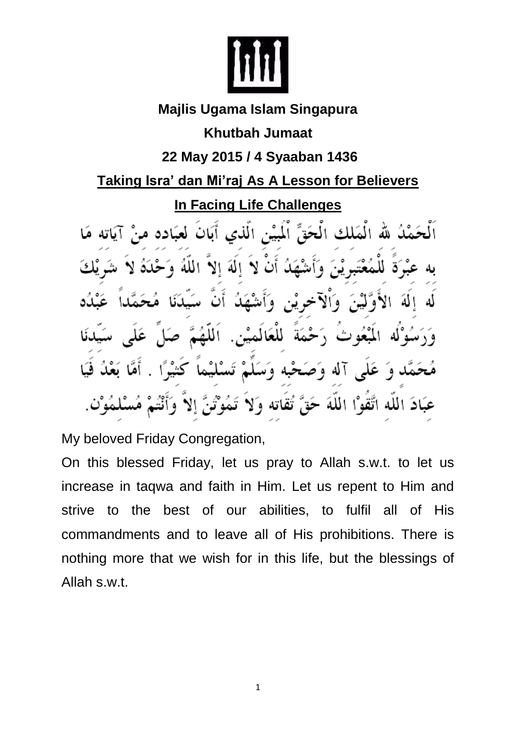**Majlis Ugama Islam Singapura**

**Khutbah Jumaat**

**22 May 2015 / 4 Syaaban 1436**

**Taking Isra' dan Mi'raj As A Lesson for Believers In Facing Life Challenges**

اَلْحَمْدُ للهِ الْمَلِكِ الْحَقِّ الْمُبِيْنِ الَّذِي أَبَانَ لِعِبَادِهِ مِنْ آيَاتِهِ مَا بِهِ عِبْرَةً لِلْمُعْتَبِرِيْنَ وَأَشْهَدُ أَنْ لاَ إِلَهَ إِلاَّ اللّهُ وَحْدَهُ لاَ شَرِيْكَ لَهُ إِلَهَ الأَوَّلِيْنَ وَالآخِرِيْنَ وَأَشْهَدُ أَنَّ سَيِّدَنَا مُحَمَّداً عَبْدُهُ وَرَسُوْلُهُ الْمَبْعُوثُ رَحْمَةً لِلْعَالَمِيْنَ. اَللّهُمَّ صَلِّ عَلَى سَيِّدِنَا مُحَمَّدٍ وَ عَلَى آلِهِ وَصَحْبِهِ وَسَلِّمْ تَسْلِيْماً كَثِيْرًا . أَمَّا بَعْدُ فَيَا عِبَادَ اللّهِ اتَّقُوْا اللّهَ حَقَّ تُقَاتِهِ وَلاَ تَمُوْتُنَّ إِلاَّ وَأَنْتُمْ مُسْلِمُوْنَ.

My beloved Friday Congregation,

On this blessed Friday, let us pray to Allah s.w.t. to let us increase in taqwa and faith in Him. Let us repent to Him and strive to the best of our abilities, to fulfil all of His commandments and to leave all of His prohibitions. There is nothing more that we wish for in this life, but the blessings of Allah s.w.t.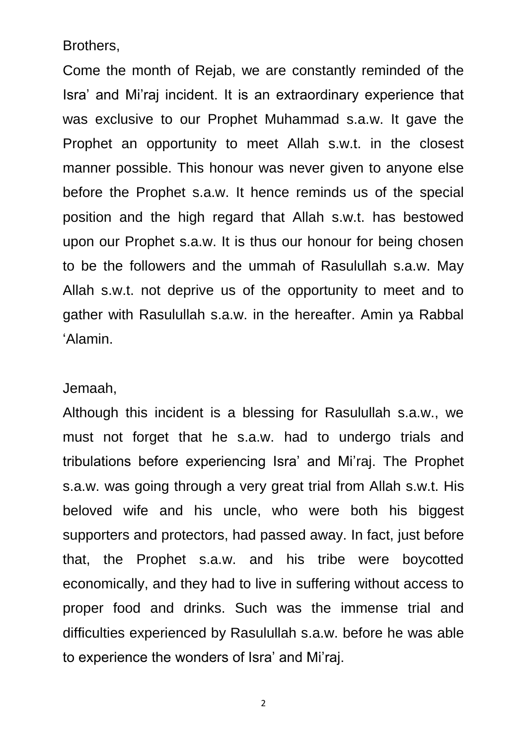Brothers,

Come the month of Rejab, we are constantly reminded of the Isra' and Mi'raj incident. It is an extraordinary experience that was exclusive to our Prophet Muhammad s.a.w. It gave the Prophet an opportunity to meet Allah s.w.t. in the closest manner possible. This honour was never given to anyone else before the Prophet s.a.w. It hence reminds us of the special position and the high regard that Allah s.w.t. has bestowed upon our Prophet s.a.w. It is thus our honour for being chosen to be the followers and the ummah of Rasulullah s.a.w. May Allah s.w.t. not deprive us of the opportunity to meet and to gather with Rasulullah s.a.w. in the hereafter. Amin ya Rabbal 'Alamin.

Jemaah,

Although this incident is a blessing for Rasulullah s.a.w., we must not forget that he s.a.w. had to undergo trials and tribulations before experiencing Isra' and Mi'raj. The Prophet s.a.w. was going through a very great trial from Allah s.w.t. His beloved wife and his uncle, who were both his biggest supporters and protectors, had passed away. In fact, just before that, the Prophet s.a.w. and his tribe were boycotted economically, and they had to live in suffering without access to proper food and drinks. Such was the immense trial and difficulties experienced by Rasulullah s.a.w. before he was able to experience the wonders of Isra' and Mi'raj.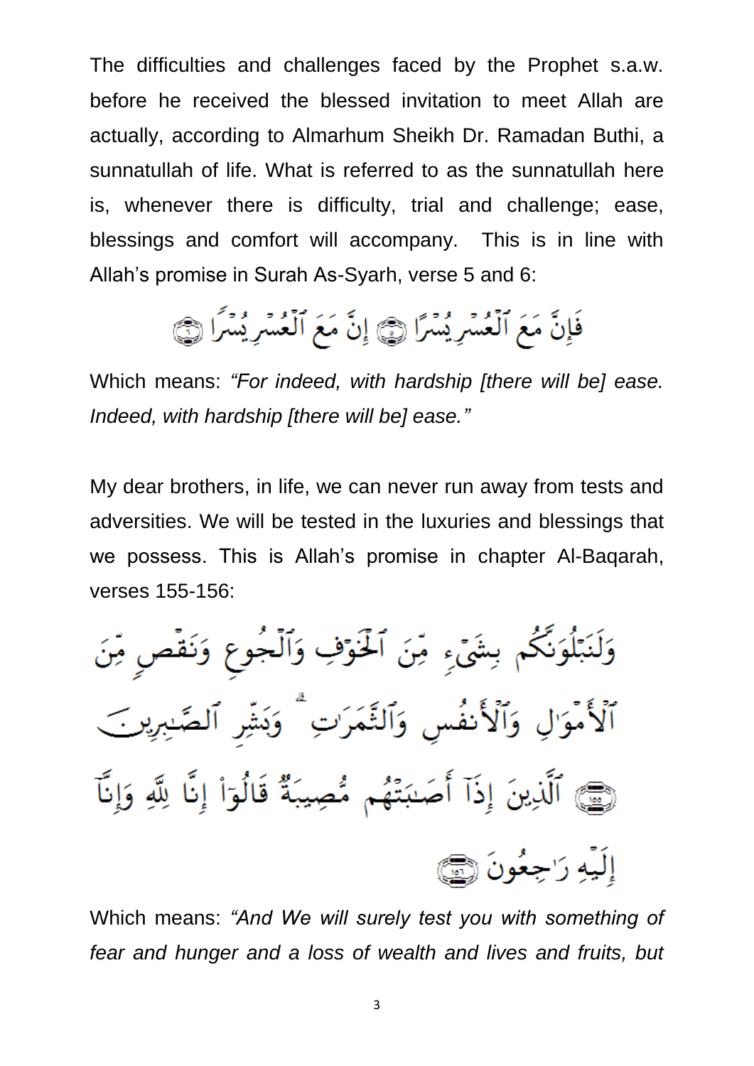The difficulties and challenges faced by the Prophet s.a.w. before he received the blessed invitation to meet Allah are actually, according to Almarhum Sheikh Dr. Ramadan Buthi, a sunnatullah of life. What is referred to as the sunnatullah here is, whenever there is difficulty, trial and challenge; ease, blessings and comfort will accompany. This is in line with Allah's promise in Surah As-Syarh, verse 5 and 6:

فَإِنَّ مَعَ ٱلْعُسْرِ يُسْرًا ﴿٥﴾ إِنَّ مَعَ ٱلْعُسْرِ يُسْرًا ﴿٦﴾

Which means: *"For indeed, with hardship [there will be] ease. Indeed, with hardship [there will be] ease."*

My dear brothers, in life, we can never run away from tests and adversities. We will be tested in the luxuries and blessings that we possess. This is Allah's promise in chapter Al-Baqarah, verses 155-156:

وَلَنَبْلُوَنَّكُم بِشَىْءٍ مِّنَ ٱلْخَوْفِ وَٱلْجُوعِ وَنَقْصٍ مِّنَ ٱلْأَمْوَٰلِ وَٱلْأَنفُسِ وَٱلثَّمَرَٰتِ ۗ وَبَشِّرِ ٱلصَّـٰبِرِينَ ﴿١٥٥﴾ ٱلَّذِينَ إِذَآ أَصَـٰبَتْهُم مُّصِيبَةٌ قَالُوٓا۟ إِنَّا لِلَّهِ وَإِنَّآ إِلَيْهِ رَٰجِعُونَ ﴿١٥٦﴾

Which means: *"And We will surely test you with something of fear and hunger and a loss of wealth and lives and fruits, but*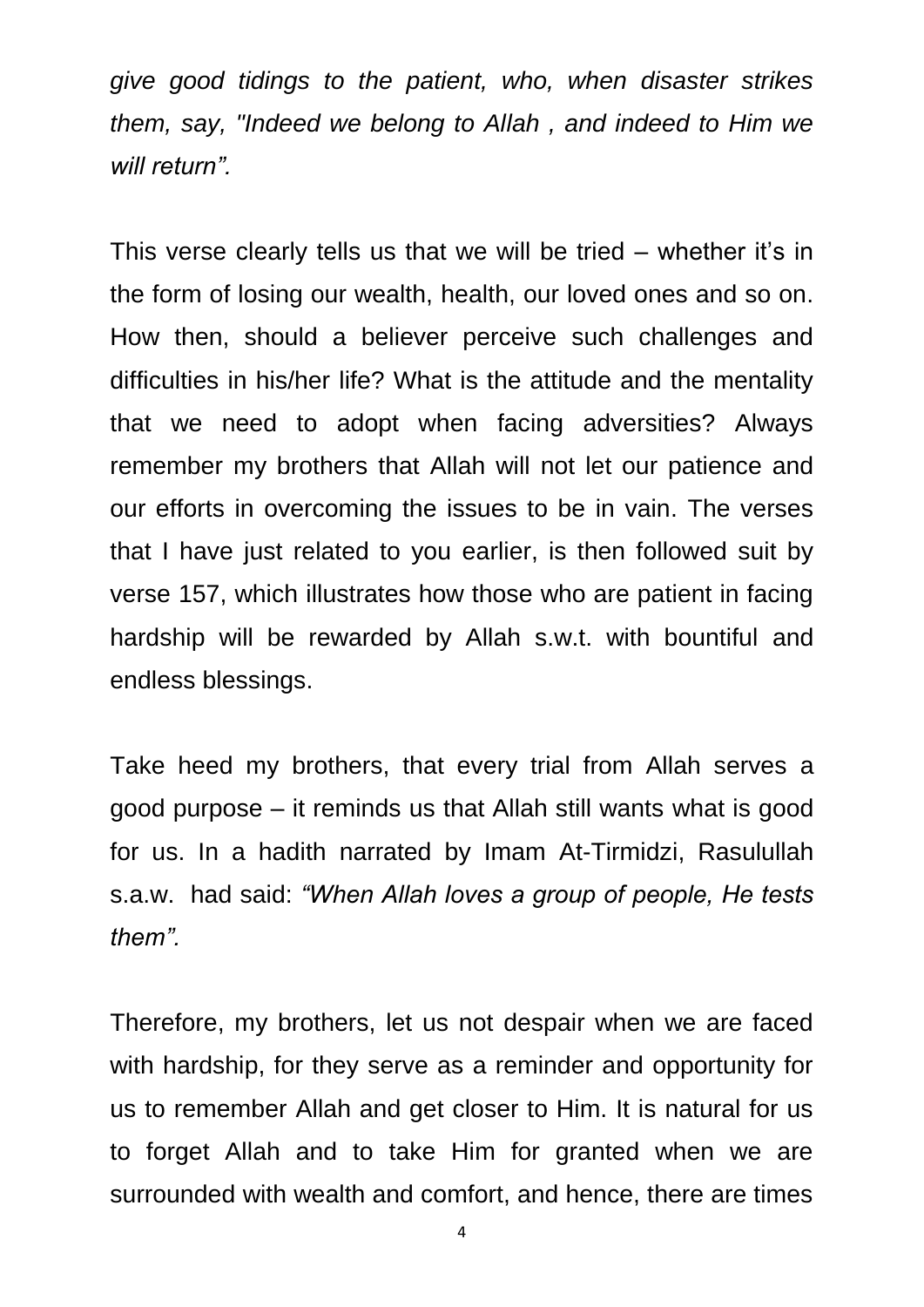*give good tidings to the patient, who, when disaster strikes them, say, "Indeed we belong to Allah , and indeed to Him we will return".*

This verse clearly tells us that we will be tried – whether it's in the form of losing our wealth, health, our loved ones and so on. How then, should a believer perceive such challenges and difficulties in his/her life? What is the attitude and the mentality that we need to adopt when facing adversities? Always remember my brothers that Allah will not let our patience and our efforts in overcoming the issues to be in vain. The verses that I have just related to you earlier, is then followed suit by verse 157, which illustrates how those who are patient in facing hardship will be rewarded by Allah s.w.t. with bountiful and endless blessings.

Take heed my brothers, that every trial from Allah serves a good purpose – it reminds us that Allah still wants what is good for us. In a hadith narrated by Imam At-Tirmidzi, Rasulullah s.a.w. had said: *"When Allah loves a group of people, He tests them".*

Therefore, my brothers, let us not despair when we are faced with hardship, for they serve as a reminder and opportunity for us to remember Allah and get closer to Him. It is natural for us to forget Allah and to take Him for granted when we are surrounded with wealth and comfort, and hence, there are times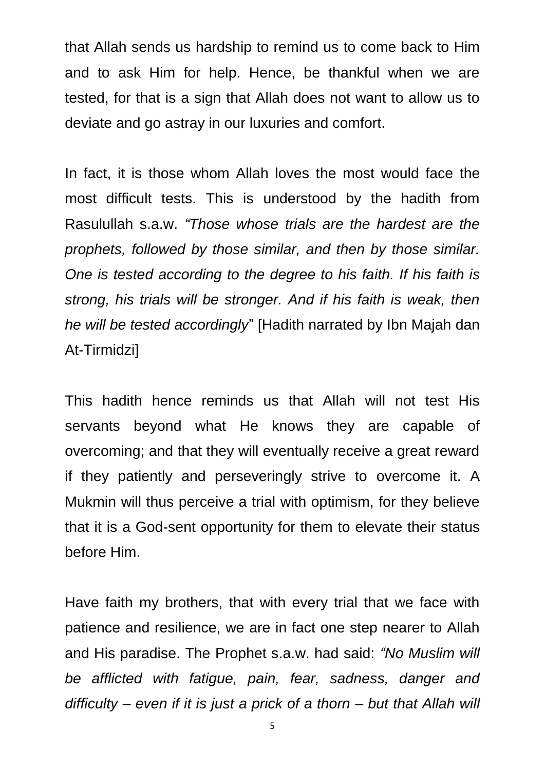that Allah sends us hardship to remind us to come back to Him and to ask Him for help. Hence, be thankful when we are tested, for that is a sign that Allah does not want to allow us to deviate and go astray in our luxuries and comfort.

In fact, it is those whom Allah loves the most would face the most difficult tests. This is understood by the hadith from Rasulullah s.a.w. *"Those whose trials are the hardest are the prophets, followed by those similar, and then by those similar. One is tested according to the degree to his faith. If his faith is strong, his trials will be stronger. And if his faith is weak, then he will be tested accordingly*" [Hadith narrated by Ibn Majah dan At-Tirmidzi]

This hadith hence reminds us that Allah will not test His servants beyond what He knows they are capable of overcoming; and that they will eventually receive a great reward if they patiently and perseveringly strive to overcome it. A Mukmin will thus perceive a trial with optimism, for they believe that it is a God-sent opportunity for them to elevate their status before Him.

Have faith my brothers, that with every trial that we face with patience and resilience, we are in fact one step nearer to Allah and His paradise. The Prophet s.a.w. had said: *"No Muslim will be afflicted with fatigue, pain, fear, sadness, danger and difficulty – even if it is just a prick of a thorn – but that Allah will*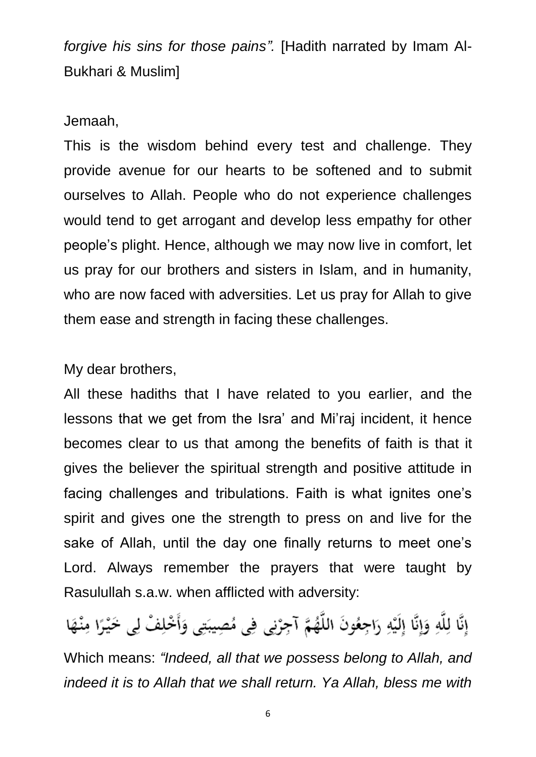*forgive his sins for those pains".* [Hadith narrated by Imam Al-Bukhari & Muslim]

Jemaah,

This is the wisdom behind every test and challenge. They provide avenue for our hearts to be softened and to submit ourselves to Allah. People who do not experience challenges would tend to get arrogant and develop less empathy for other people's plight. Hence, although we may now live in comfort, let us pray for our brothers and sisters in Islam, and in humanity, who are now faced with adversities. Let us pray for Allah to give them ease and strength in facing these challenges.

My dear brothers,

All these hadiths that I have related to you earlier, and the lessons that we get from the Isra' and Mi'raj incident, it hence becomes clear to us that among the benefits of faith is that it gives the believer the spiritual strength and positive attitude in facing challenges and tribulations. Faith is what ignites one's spirit and gives one the strength to press on and live for the sake of Allah, until the day one finally returns to meet one's Lord. Always remember the prayers that were taught by Rasulullah s.a.w. when afflicted with adversity:

إِنَّا لِلَّهِ وَإِنَّا إِلَيْهِ رَاجِعُونَ اللَّهُمَّ آجِرْنِي فِي مُصِيبَتِي وَأَخْلِفْ لِي خَيْرًا مِنْهَا

Which means: *"Indeed, all that we possess belong to Allah, and indeed it is to Allah that we shall return. Ya Allah, bless me with*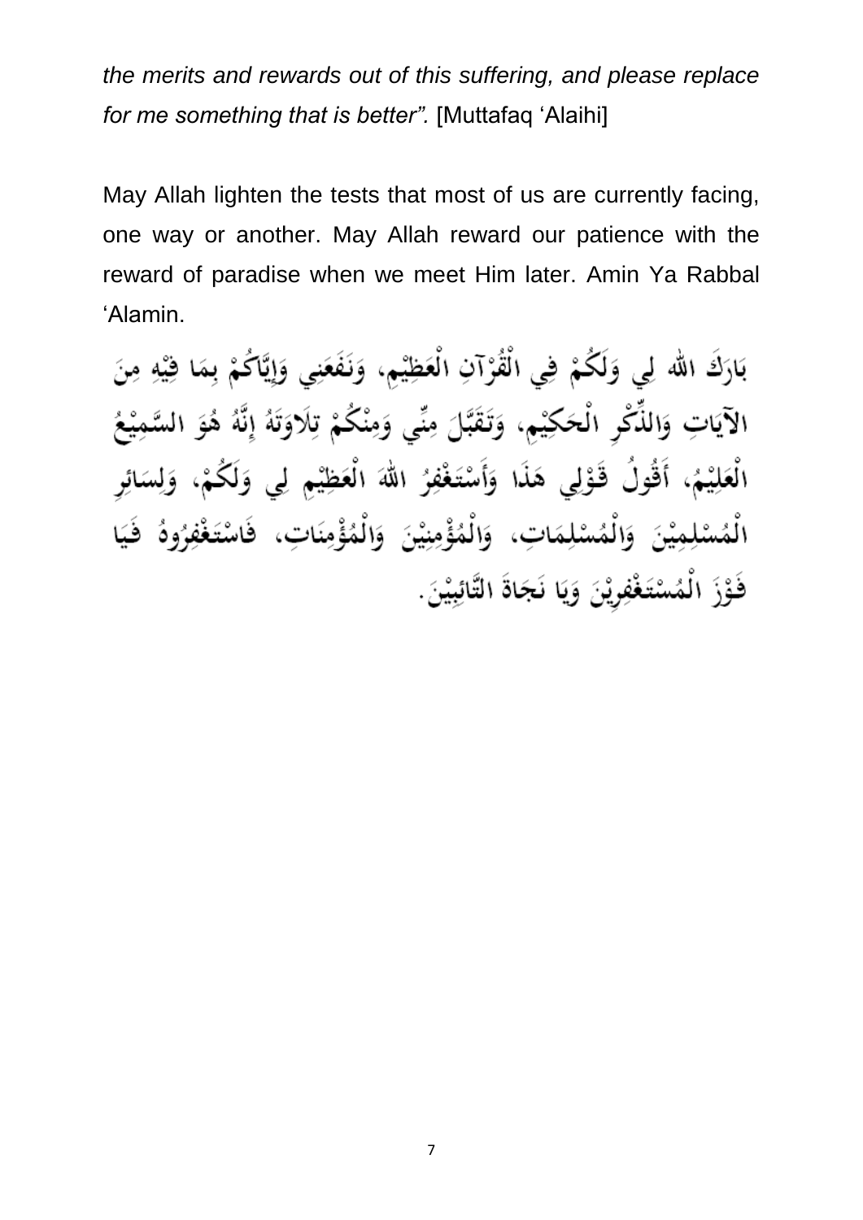*the merits and rewards out of this suffering, and please replace for me something that is better".* [Muttafaq 'Alaihi]

May Allah lighten the tests that most of us are currently facing, one way or another. May Allah reward our patience with the reward of paradise when we meet Him later. Amin Ya Rabbal 'Alamin.

بَارَكَ اللهُ لِي وَلَكُمْ فِي الْقُرْآنِ الْعَظِيْمِ، وَنَفَعَنِي وَإِيَّاكُمْ بِمَا فِيْهِ مِنَ الآيَاتِ وَالذِّكْرِ الْحَكِيْمِ، وَتَقَبَّلَ مِنِّي وَمِنْكُمْ تِلَاوَتَهُ إِنَّهُ هُوَ السَّمِيْعُ الْعَلِيْمُ، أَقُوْلُ قَوْلِي هَذَا وَأَسْتَغْفِرُ اللهَ الْعَظِيْمَ لِي وَلَكُمْ، وَلِسَائِرِ الْمُسْلِمِيْنَ وَالْمُسْلِمَاتِ، وَالْمُؤْمِنِيْنَ وَالْمُؤْمِنَاتِ، فَاسْتَغْفِرُوهُ فَيَا فَوْزَ الْمُسْتَغْفِرِيْنَ وَيَا نَجَاةَ التَّائِبِيْنَ.